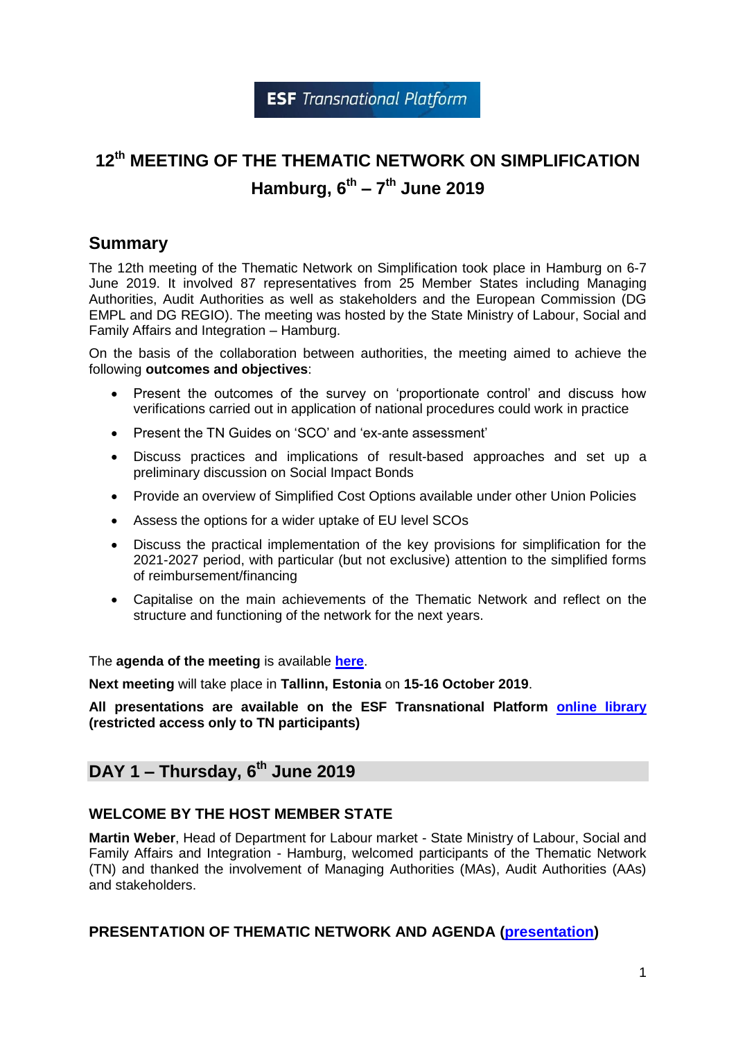ESF *Transnational Platform*

# 12th MEETING OF THE THEMATIC NETWORK ON SIMPLIFICATION Hamburg, 6th – 7th June 2019

## Summary

The 12th meeting of the Thematic Network on Simplification took place in Hamburg on 6-7 June 2019. It involved 87 representatives from 25 Member States including Managing Authorities, Audit Authorities as well as stakeholders and the European Commission (DG EMPL and DG REGIO). The meeting was hosted by the State Ministry of Labour, Social and Family Affairs and Integration – Hamburg.

On the basis of the collaboration between authorities, the meeting aimed to achieve the following **outcomes and objectives**:

- Present the outcomes of the survey on 'proportionate control' and discuss how verifications carried out in application of national procedures could work in practice
- Present the TN Guides on 'SCO' and 'ex-ante assessment'
- Discuss practices and implications of result-based approaches and set up a preliminary discussion on Social Impact Bonds
- Provide an overview of Simplified Cost Options available under other Union Policies
- Assess the options for a wider uptake of EU level SCOs
- Discuss the practical implementation of the key provisions for simplification for the 2021-2027 period, with particular (but not exclusive) attention to the simplified forms of reimbursement/financing
- Capitalise on the main achievements of the Thematic Network and reflect on the structure and functioning of the network for the next years.

The **agenda of the meeting** is available **here**.

**Next meeting** will take place in **Tallinn, Estonia** on **15-16 October 2019**.

**All presentations are available on the ESF Transnational Platform online library (restricted access only to TN participants)**

## DAY 1 – Thursday, 6th June 2019

### WELCOME BY THE HOST MEMBER STATE

**Martin Weber**, Head of Department for Labour market - State Ministry of Labour, Social and Family Affairs and Integration - Hamburg, welcomed participants of the Thematic Network (TN) and thanked the involvement of Managing Authorities (MAs), Audit Authorities (AAs) and stakeholders.

### PRESENTATION OF THEMATIC NETWORK AND AGENDA (presentation)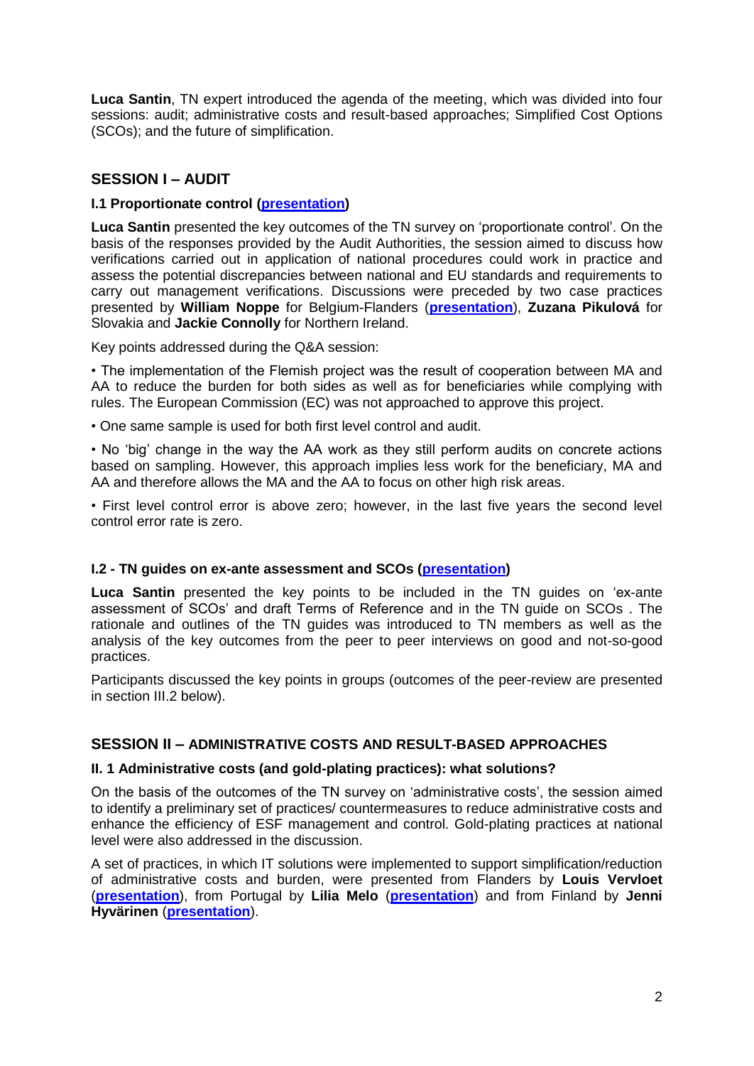**Luca Santin**, TN expert introduced the agenda of the meeting, which was divided into four sessions: audit; administrative costs and result-based approaches; Simplified Cost Options (SCOs); and the future of simplification.

## SESSION I – AUDIT

### I.1 Proportionate control (presentation)

**Luca Santin** presented the key outcomes of the TN survey on 'proportionate control'. On the basis of the responses provided by the Audit Authorities, the session aimed to discuss how verifications carried out in application of national procedures could work in practice and assess the potential discrepancies between national and EU standards and requirements to carry out management verifications. Discussions were preceded by two case practices presented by **William Noppe** for Belgium-Flanders (**presentation**), **Zuzana Pikulová** for Slovakia and **Jackie Connolly** for Northern Ireland.

Key points addressed during the Q&A session:

- The implementation of the Flemish project was the result of cooperation between MA and AA to reduce the burden for both sides as well as for beneficiaries while complying with rules. The European Commission (EC) was not approached to approve this project.
- One same sample is used for both first level control and audit.
- No 'big' change in the way the AA work as they still perform audits on concrete actions based on sampling. However, this approach implies less work for the beneficiary, MA and AA and therefore allows the MA and the AA to focus on other high risk areas.
- First level control error is above zero; however, in the last five years the second level control error rate is zero.

### I.2 - TN guides on ex-ante assessment and SCOs (presentation)

**Luca Santin** presented the key points to be included in the TN guides on 'ex-ante assessment of SCOs' and draft Terms of Reference and in the TN guide on SCOs . The rationale and outlines of the TN guides was introduced to TN members as well as the analysis of the key outcomes from the peer to peer interviews on good and not-so-good practices.

Participants discussed the key points in groups (outcomes of the peer-review are presented in section III.2 below).

## SESSION II – ADMINISTRATIVE COSTS AND RESULT-BASED APPROACHES

### II. 1 Administrative costs (and gold-plating practices): what solutions?

On the basis of the outcomes of the TN survey on 'administrative costs', the session aimed to identify a preliminary set of practices/ countermeasures to reduce administrative costs and enhance the efficiency of ESF management and control. Gold-plating practices at national level were also addressed in the discussion.

A set of practices, in which IT solutions were implemented to support simplification/reduction of administrative costs and burden, were presented from Flanders by **Louis Vervloet** (**presentation**), from Portugal by **Lilia Melo** (**presentation**) and from Finland by **Jenni Hyvärinen** (**presentation**).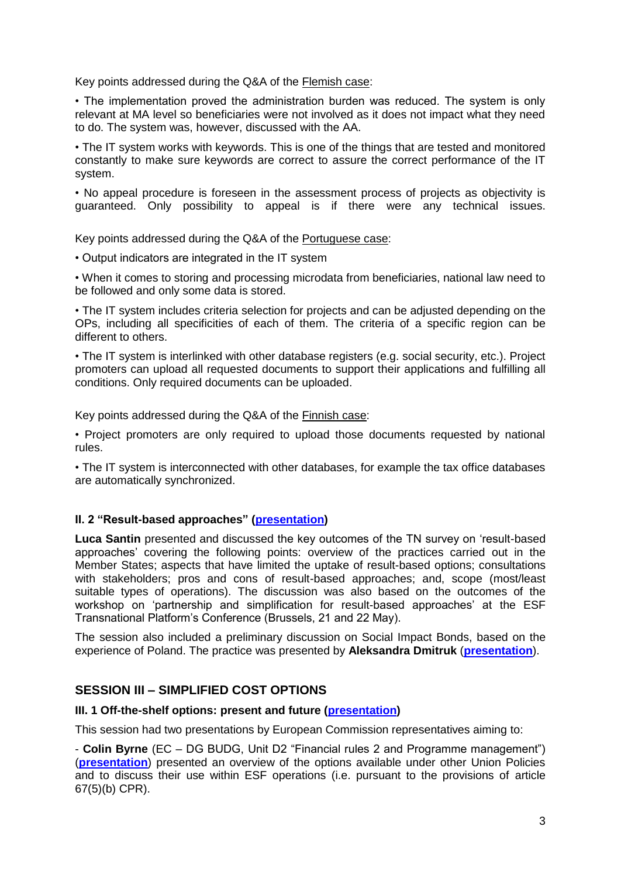Key points addressed during the Q&A of the Flemish case:

• The implementation proved the administration burden was reduced. The system is only relevant at MA level so beneficiaries were not involved as it does not impact what they need to do. The system was, however, discussed with the AA.

• The IT system works with keywords. This is one of the things that are tested and monitored constantly to make sure keywords are correct to assure the correct performance of the IT system.

• No appeal procedure is foreseen in the assessment process of projects as objectivity is guaranteed. Only possibility to appeal is if there were any technical issues.

Key points addressed during the Q&A of the Portuguese case:

• Output indicators are integrated in the IT system

• When it comes to storing and processing microdata from beneficiaries, national law need to be followed and only some data is stored.

• The IT system includes criteria selection for projects and can be adjusted depending on the OPs, including all specificities of each of them. The criteria of a specific region can be different to others.

• The IT system is interlinked with other database registers (e.g. social security, etc.). Project promoters can upload all requested documents to support their applications and fulfilling all conditions. Only required documents can be uploaded.

Key points addressed during the Q&A of the Finnish case:

• Project promoters are only required to upload those documents requested by national rules.

• The IT system is interconnected with other databases, for example the tax office databases are automatically synchronized.

### II. 2 "Result-based approaches" (presentation)

**Luca Santin** presented and discussed the key outcomes of the TN survey on 'result-based approaches' covering the following points: overview of the practices carried out in the Member States; aspects that have limited the uptake of result-based options; consultations with stakeholders; pros and cons of result-based approaches; and, scope (most/least suitable types of operations). The discussion was also based on the outcomes of the workshop on 'partnership and simplification for result-based approaches' at the ESF Transnational Platform's Conference (Brussels, 21 and 22 May).

The session also included a preliminary discussion on Social Impact Bonds, based on the experience of Poland. The practice was presented by **Aleksandra Dmitruk** (**presentation**).

## SESSION III – SIMPLIFIED COST OPTIONS

### III. 1 Off-the-shelf options: present and future (presentation)

This session had two presentations by European Commission representatives aiming to:

- **Colin Byrne** (EC – DG BUDG, Unit D2 "Financial rules 2 and Programme management") (**presentation**) presented an overview of the options available under other Union Policies and to discuss their use within ESF operations (i.e. pursuant to the provisions of article 67(5)(b) CPR).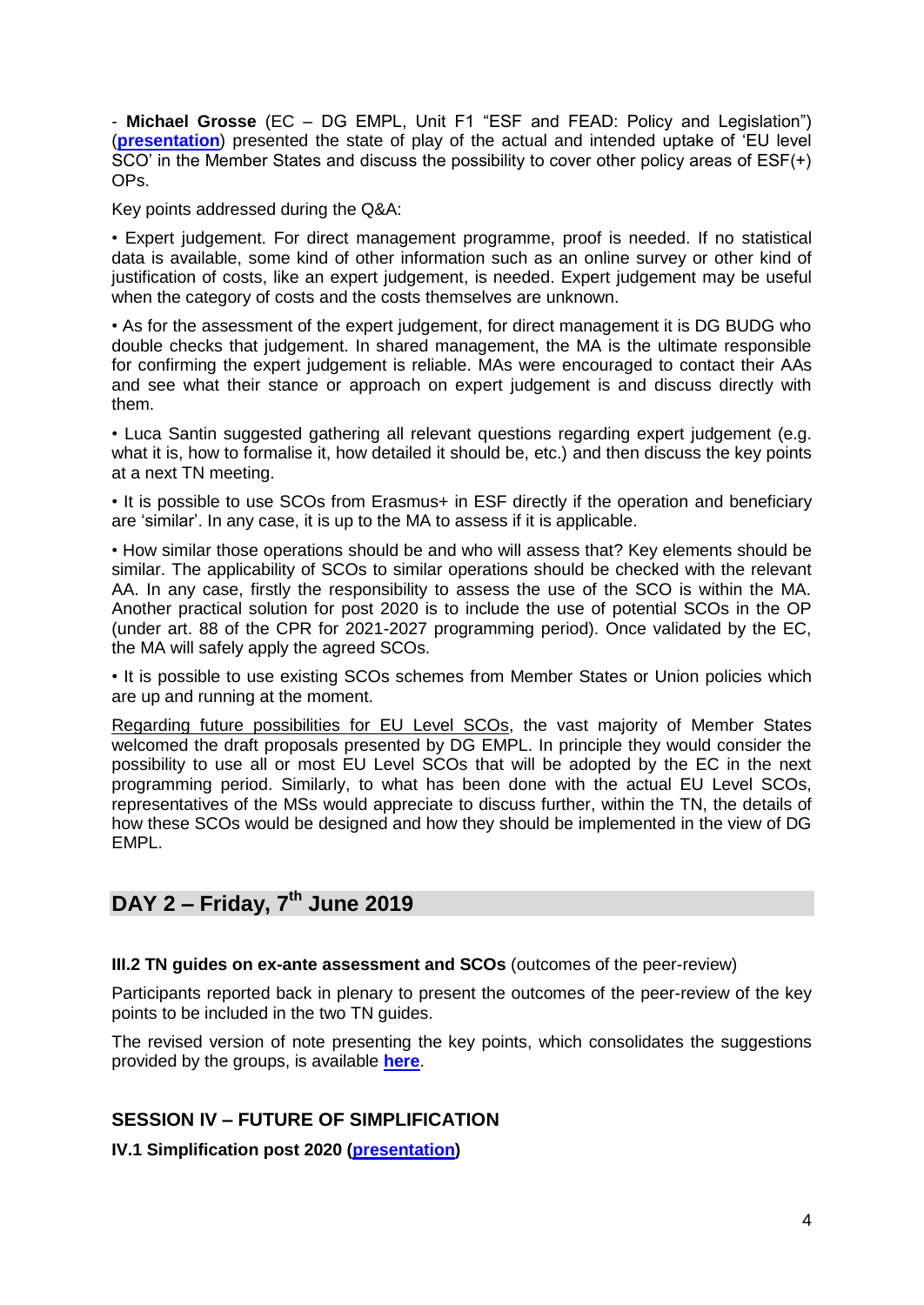- **Michael Grosse** (EC – DG EMPL, Unit F1 "ESF and FEAD: Policy and Legislation") (**presentation**) presented the state of play of the actual and intended uptake of 'EU level SCO' in the Member States and discuss the possibility to cover other policy areas of ESF(+) OPs.

Key points addressed during the Q&A:

• Expert judgement. For direct management programme, proof is needed. If no statistical data is available, some kind of other information such as an online survey or other kind of justification of costs, like an expert judgement, is needed. Expert judgement may be useful when the category of costs and the costs themselves are unknown.

• As for the assessment of the expert judgement, for direct management it is DG BUDG who double checks that judgement. In shared management, the MA is the ultimate responsible for confirming the expert judgement is reliable. MAs were encouraged to contact their AAs and see what their stance or approach on expert judgement is and discuss directly with them.

• Luca Santin suggested gathering all relevant questions regarding expert judgement (e.g. what it is, how to formalise it, how detailed it should be, etc.) and then discuss the key points at a next TN meeting.

• It is possible to use SCOs from Erasmus+ in ESF directly if the operation and beneficiary are 'similar'. In any case, it is up to the MA to assess if it is applicable.

• How similar those operations should be and who will assess that? Key elements should be similar. The applicability of SCOs to similar operations should be checked with the relevant AA. In any case, firstly the responsibility to assess the use of the SCO is within the MA. Another practical solution for post 2020 is to include the use of potential SCOs in the OP (under art. 88 of the CPR for 2021-2027 programming period). Once validated by the EC, the MA will safely apply the agreed SCOs.

• It is possible to use existing SCOs schemes from Member States or Union policies which are up and running at the moment.

Regarding future possibilities for EU Level SCOs, the vast majority of Member States welcomed the draft proposals presented by DG EMPL. In principle they would consider the possibility to use all or most EU Level SCOs that will be adopted by the EC in the next programming period. Similarly, to what has been done with the actual EU Level SCOs, representatives of the MSs would appreciate to discuss further, within the TN, the details of how these SCOs would be designed and how they should be implemented in the view of DG EMPL.

## DAY 2 – Friday, 7th June 2019

**III.2 TN guides on ex-ante assessment and SCOs** (outcomes of the peer-review)

Participants reported back in plenary to present the outcomes of the peer-review of the key points to be included in the two TN guides.

The revised version of note presenting the key points, which consolidates the suggestions provided by the groups, is available **here**.

### SESSION IV – FUTURE OF SIMPLIFICATION

**IV.1 Simplification post 2020 (presentation)**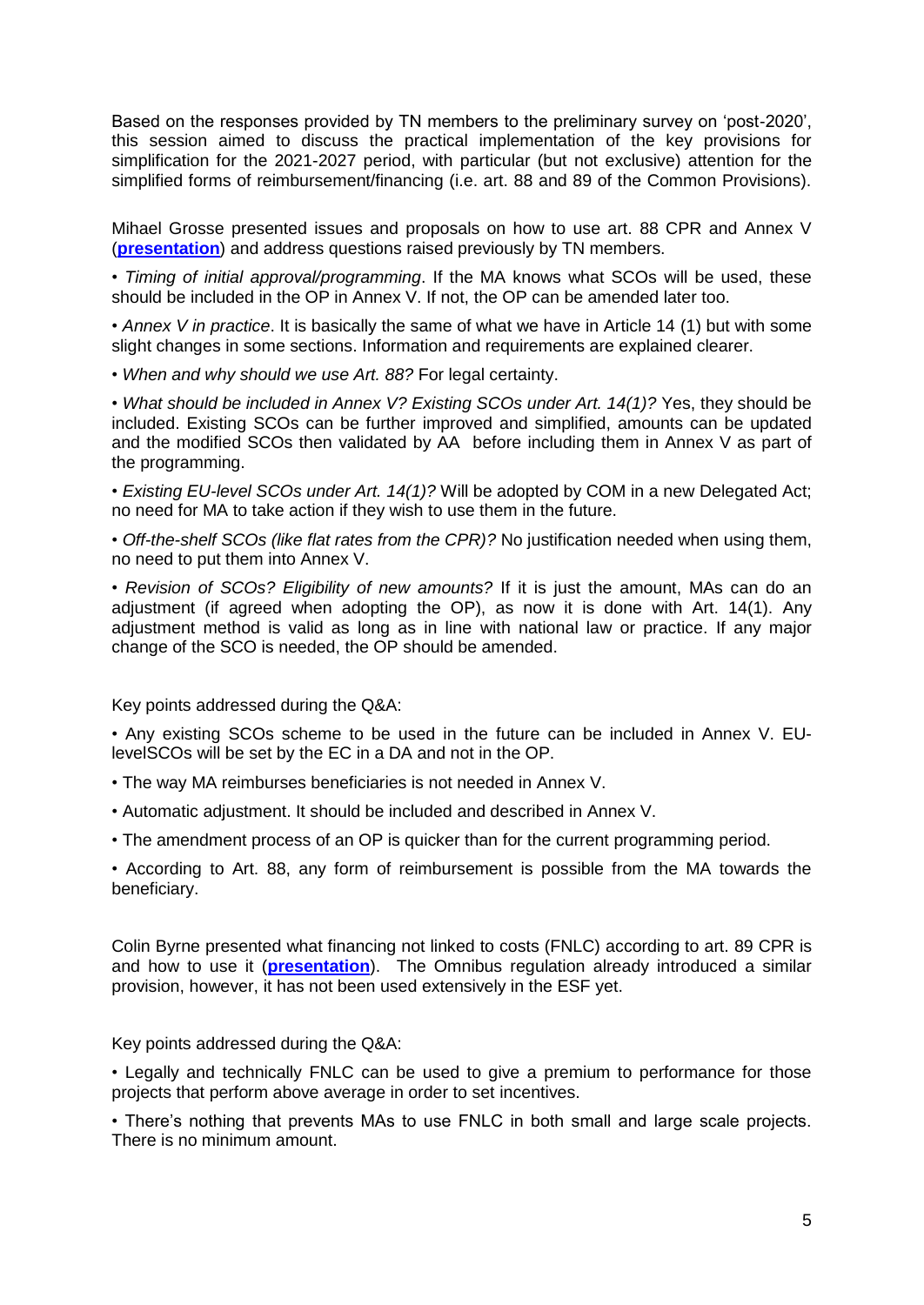Based on the responses provided by TN members to the preliminary survey on 'post-2020', this session aimed to discuss the practical implementation of the key provisions for simplification for the 2021-2027 period, with particular (but not exclusive) attention for the simplified forms of reimbursement/financing (i.e. art. 88 and 89 of the Common Provisions).

Mihael Grosse presented issues and proposals on how to use art. 88 CPR and Annex V (**presentation**) and address questions raised previously by TN members.

- *Timing of initial approval/programming*. If the MA knows what SCOs will be used, these should be included in the OP in Annex V. If not, the OP can be amended later too.
- *Annex V in practice*. It is basically the same of what we have in Article 14 (1) but with some slight changes in some sections. Information and requirements are explained clearer.
- *When and why should we use Art. 88?* For legal certainty.
- *What should be included in Annex V? Existing SCOs under Art. 14(1)?* Yes, they should be included. Existing SCOs can be further improved and simplified, amounts can be updated and the modified SCOs then validated by AA before including them in Annex V as part of the programming.
- *Existing EU-level SCOs under Art. 14(1)?* Will be adopted by COM in a new Delegated Act; no need for MA to take action if they wish to use them in the future.
- *Off-the-shelf SCOs (like flat rates from the CPR)?* No justification needed when using them, no need to put them into Annex V.
- *Revision of SCOs? Eligibility of new amounts?* If it is just the amount, MAs can do an adjustment (if agreed when adopting the OP), as now it is done with Art. 14(1). Any adjustment method is valid as long as in line with national law or practice. If any major change of the SCO is needed, the OP should be amended.

Key points addressed during the Q&A:

- Any existing SCOs scheme to be used in the future can be included in Annex V. EU-levelSCOs will be set by the EC in a DA and not in the OP.
- The way MA reimburses beneficiaries is not needed in Annex V.
- Automatic adjustment. It should be included and described in Annex V.
- The amendment process of an OP is quicker than for the current programming period.
- According to Art. 88, any form of reimbursement is possible from the MA towards the beneficiary.

Colin Byrne presented what financing not linked to costs (FNLC) according to art. 89 CPR is and how to use it (**presentation**). The Omnibus regulation already introduced a similar provision, however, it has not been used extensively in the ESF yet.

Key points addressed during the Q&A:

- Legally and technically FNLC can be used to give a premium to performance for those projects that perform above average in order to set incentives.
- There's nothing that prevents MAs to use FNLC in both small and large scale projects. There is no minimum amount.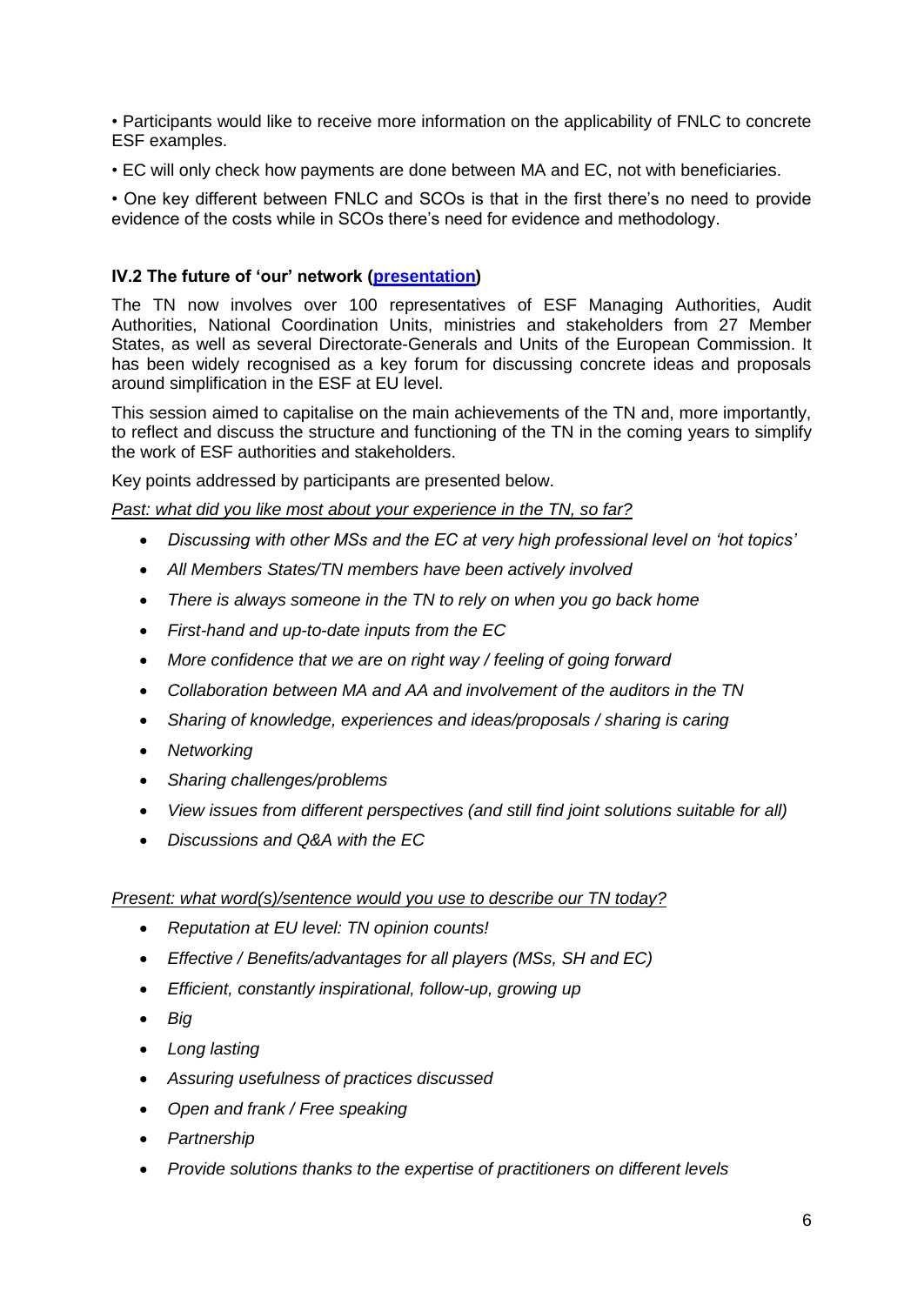• Participants would like to receive more information on the applicability of FNLC to concrete ESF examples.

• EC will only check how payments are done between MA and EC, not with beneficiaries.

• One key different between FNLC and SCOs is that in the first there's no need to provide evidence of the costs while in SCOs there's need for evidence and methodology.

### IV.2 The future of 'our' network (presentation)

The TN now involves over 100 representatives of ESF Managing Authorities, Audit Authorities, National Coordination Units, ministries and stakeholders from 27 Member States, as well as several Directorate-Generals and Units of the European Commission. It has been widely recognised as a key forum for discussing concrete ideas and proposals around simplification in the ESF at EU level.

This session aimed to capitalise on the main achievements of the TN and, more importantly, to reflect and discuss the structure and functioning of the TN in the coming years to simplify the work of ESF authorities and stakeholders.

Key points addressed by participants are presented below.

*Past: what did you like most about your experience in the TN, so far?*

- *Discussing with other MSs and the EC at very high professional level on 'hot topics'*
- *All Members States/TN members have been actively involved*
- *There is always someone in the TN to rely on when you go back home*
- *First-hand and up-to-date inputs from the EC*
- *More confidence that we are on right way / feeling of going forward*
- *Collaboration between MA and AA and involvement of the auditors in the TN*
- *Sharing of knowledge, experiences and ideas/proposals / sharing is caring*
- *Networking*
- *Sharing challenges/problems*
- *View issues from different perspectives (and still find joint solutions suitable for all)*
- *Discussions and Q&A with the EC*

*Present: what word(s)/sentence would you use to describe our TN today?*

- *Reputation at EU level: TN opinion counts!*
- *Effective / Benefits/advantages for all players (MSs, SH and EC)*
- *Efficient, constantly inspirational, follow-up, growing up*
- *Big*
- *Long lasting*
- *Assuring usefulness of practices discussed*
- *Open and frank / Free speaking*
- *Partnership*
- *Provide solutions thanks to the expertise of practitioners on different levels*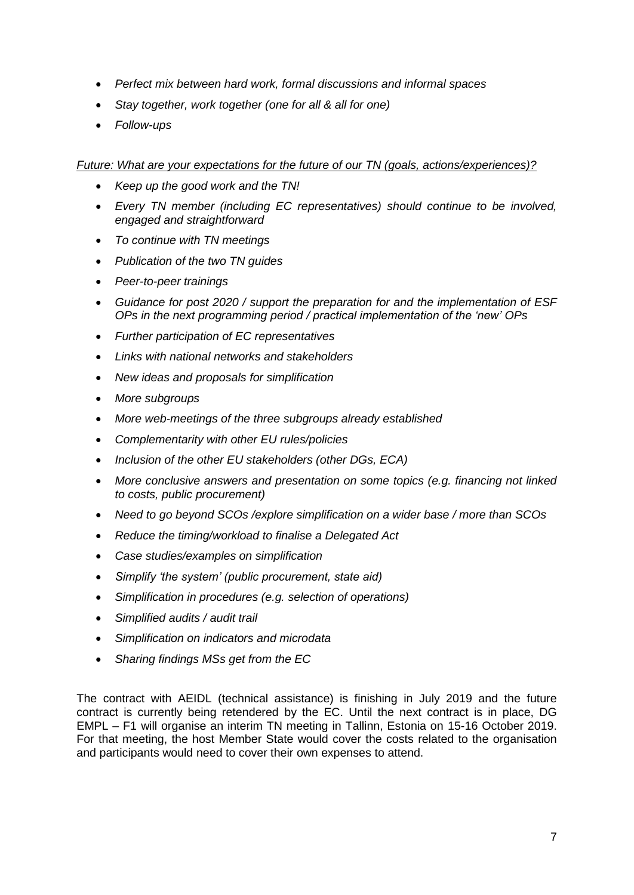- *Perfect mix between hard work, formal discussions and informal spaces*
- *Stay together, work together (one for all & all for one)*
- *Follow-ups*

*Future: What are your expectations for the future of our TN (goals, actions/experiences)?*

- *Keep up the good work and the TN!*
- *Every TN member (including EC representatives) should continue to be involved, engaged and straightforward*
- *To continue with TN meetings*
- *Publication of the two TN guides*
- *Peer-to-peer trainings*
- *Guidance for post 2020 / support the preparation for and the implementation of ESF OPs in the next programming period / practical implementation of the 'new' OPs*
- *Further participation of EC representatives*
- *Links with national networks and stakeholders*
- *New ideas and proposals for simplification*
- *More subgroups*
- *More web-meetings of the three subgroups already established*
- *Complementarity with other EU rules/policies*
- *Inclusion of the other EU stakeholders (other DGs, ECA)*
- *More conclusive answers and presentation on some topics (e.g. financing not linked to costs, public procurement)*
- *Need to go beyond SCOs /explore simplification on a wider base / more than SCOs*
- *Reduce the timing/workload to finalise a Delegated Act*
- *Case studies/examples on simplification*
- *Simplify 'the system' (public procurement, state aid)*
- *Simplification in procedures (e.g. selection of operations)*
- *Simplified audits / audit trail*
- *Simplification on indicators and microdata*
- *Sharing findings MSs get from the EC*

The contract with AEIDL (technical assistance) is finishing in July 2019 and the future contract is currently being retendered by the EC. Until the next contract is in place, DG EMPL – F1 will organise an interim TN meeting in Tallinn, Estonia on 15-16 October 2019. For that meeting, the host Member State would cover the costs related to the organisation and participants would need to cover their own expenses to attend.